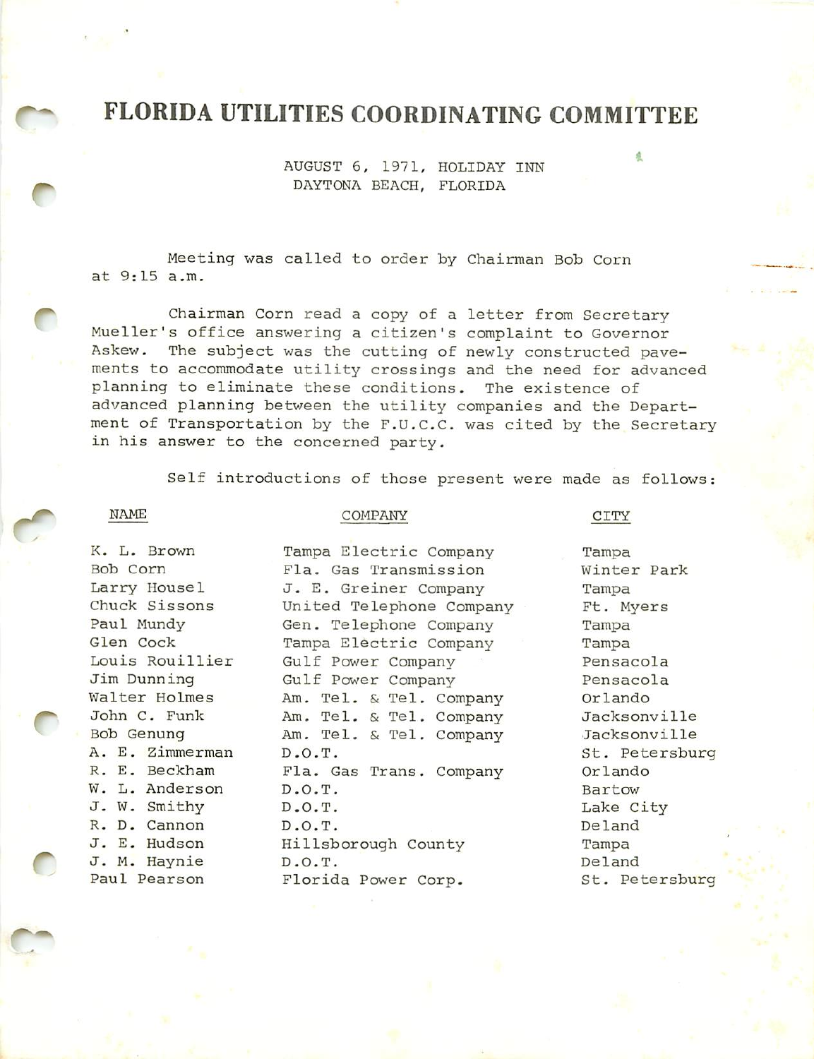# FLORIDA UTILITIES COORDINATING COMMITTEE

AUGUST 6, 1971, HOLIDAY INN
DAYTONA BEACH, FLORIDA

Meeting was called to order by Chairman Bob Corn at 9:15 a.m.

Chairman Corn read a copy of a letter from Secretary Mueller's office answering a citizen's complaint to Governor Askew. The subject was the cutting of newly constructed pavements to accommodate utility crossings and the need for advanced planning to eliminate these conditions. The existence of advanced planning between the utility companies and the Department of Transportation by the F.U.C.C. was cited by the Secretary in his answer to the concerned party.

Self introductions of those present were made as follows:

| NAME | COMPANY | CITY |
|---|---|---|
| K. L. Brown | Tampa Electric Company | Tampa |
| Bob Corn | Fla. Gas Transmission | Winter Park |
| Larry Housel | J. E. Greiner Company | Tampa |
| Chuck Sissons | United Telephone Company | Ft. Myers |
| Paul Mundy | Gen. Telephone Company | Tampa |
| Glen Cock | Tampa Electric Company | Tampa |
| Louis Rouillier | Gulf Power Company | Pensacola |
| Jim Dunning | Gulf Power Company | Pensacola |
| Walter Holmes | Am. Tel. & Tel. Company | Orlando |
| John C. Funk | Am. Tel. & Tel. Company | Jacksonville |
| Bob Genung | Am. Tel. & Tel. Company | Jacksonville |
| A. E. Zimmerman | D.O.T. | St. Petersburg |
| R. E. Beckham | Fla. Gas Trans. Company | Orlando |
| W. L. Anderson | D.O.T. | Bartow |
| J. W. Smithy | D.O.T. | Lake City |
| R. D. Cannon | D.O.T. | Deland |
| J. E. Hudson | Hillsborough County | Tampa |
| J. M. Haynie | D.O.T. | Deland |
| Paul Pearson | Florida Power Corp. | St. Petersburg |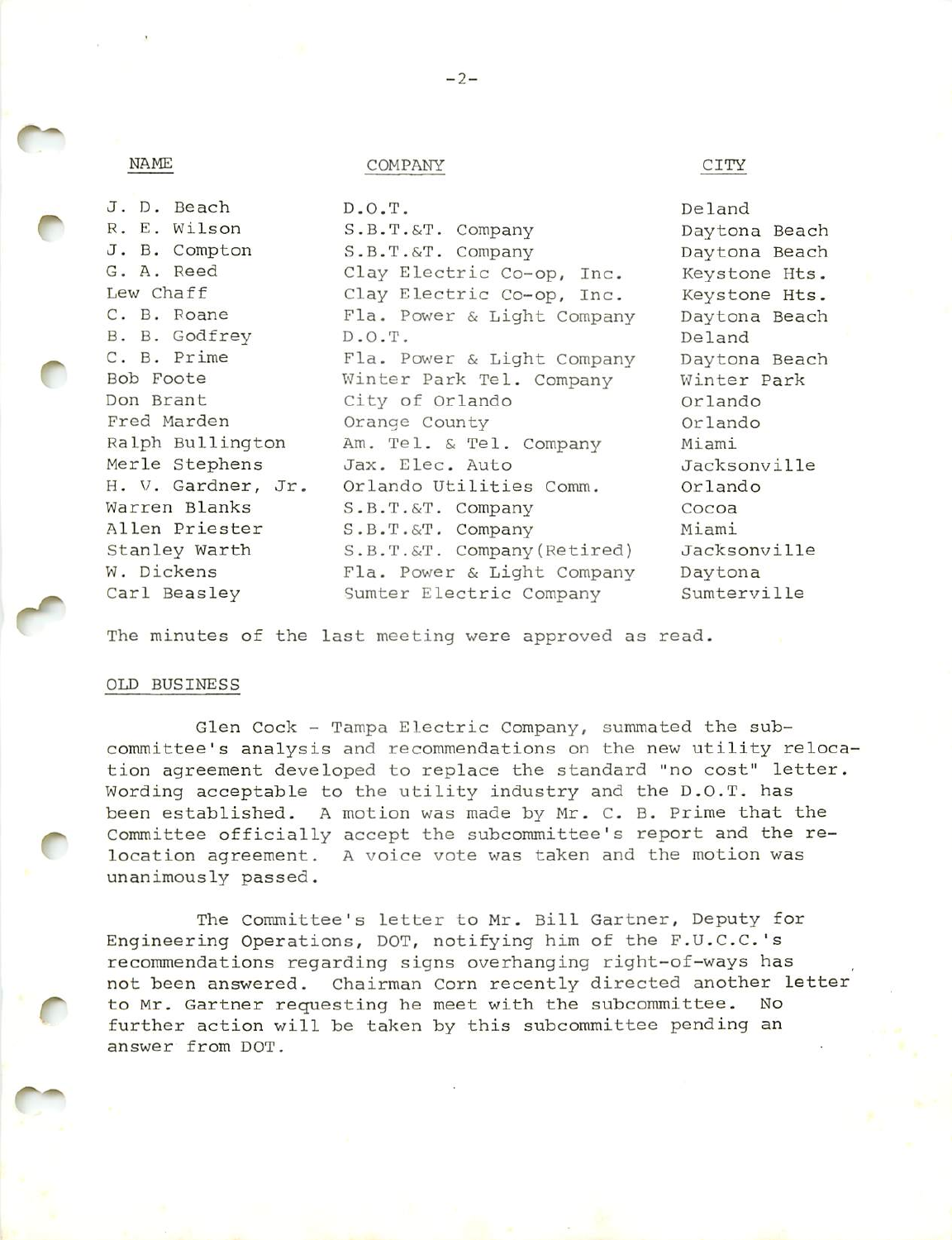| NAME | COMPANY | CITY |
|---|---|---|
| J. D. Beach | D.O.T. | Deland |
| R. E. Wilson | S.B.T.&T. Company | Daytona Beach |
| J. B. Compton | S.B.T.&T. Company | Daytona Beach |
| G. A. Reed | Clay Electric Co-op, Inc. | Keystone Hts. |
| Lew Chaff | Clay Electric Co-op, Inc. | Keystone Hts. |
| C. B. Roane | Fla. Power & Light Company | Daytona Beach |
| B. B. Godfrey | D.O.T. | Deland |
| C. B. Prime | Fla. Power & Light Company | Daytona Beach |
| Bob Foote | Winter Park Tel. Company | Winter Park |
| Don Brant | City of Orlando | Orlando |
| Fred Marden | Orange County | Orlando |
| Ralph Bullington | Am. Tel. & Tel. Company | Miami |
| Merle Stephens | Jax. Elec. Auto | Jacksonville |
| H. V. Gardner, Jr. | Orlando Utilities Comm. | Orlando |
| Warren Blanks | S.B.T.&T. Company | Cocoa |
| Allen Priester | S.B.T.&T. Company | Miami |
| Stanley Warth | S.B.T.&T. Company(Retired) | Jacksonville |
| W. Dickens | Fla. Power & Light Company | Daytona |
| Carl Beasley | Sumter Electric Company | Sumterville |

The minutes of the last meeting were approved as read.

OLD BUSINESS

Glen Cock - Tampa Electric Company, summated the sub-committee's analysis and recommendations on the new utility relocation agreement developed to replace the standard "no cost" letter. Wording acceptable to the utility industry and the D.O.T. has been established. A motion was made by Mr. C. B. Prime that the Committee officially accept the subcommittee's report and the relocation agreement. A voice vote was taken and the motion was unanimously passed.

The Committee's letter to Mr. Bill Gartner, Deputy for Engineering Operations, DOT, notifying him of the F.U.C.C.'s recommendations regarding signs overhanging right-of-ways has not been answered. Chairman Corn recently directed another letter to Mr. Gartner requesting he meet with the subcommittee. No further action will be taken by this subcommittee pending an answer from DOT.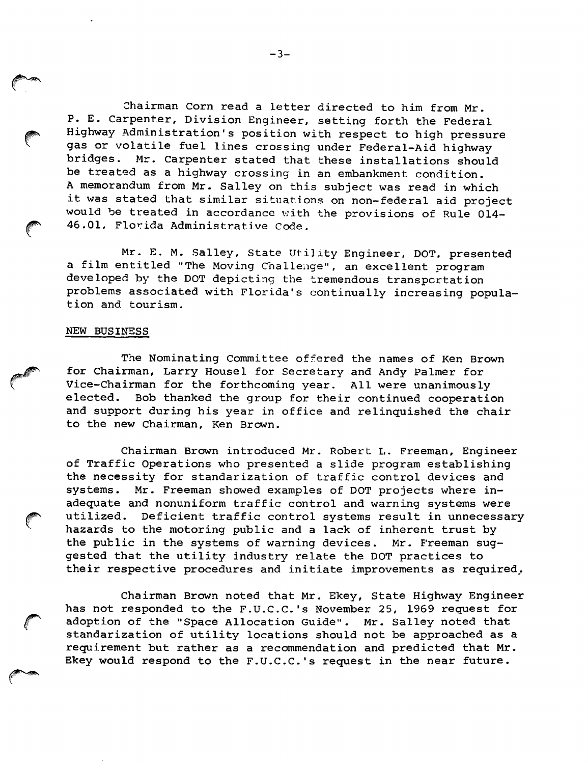Chairman Corn read a letter directed to him from Mr. P. E. Carpenter, Division Engineer, setting forth the Federal Highway Administration's position with respect to high pressure gas or volatile fuel lines crossing under Federal-Aid highway bridges. Mr. Carpenter stated that these installations should be treated as a highway crossing in an embankment condition. A memorandum from Mr. Salley on this subject was read in which it was stated that similar situations on non-federal aid project would be treated in accordance with the provisions of Rule 014-46.01, Florida Administrative Code.

Mr. E. M. Salley, State Utility Engineer, DOT, presented a film entitled "The Moving Challenge", an excellent program developed by the DOT depicting the tremendous transportation problems associated with Florida's continually increasing population and tourism.

## NEW BUSINESS

The Nominating Committee offered the names of Ken Brown for Chairman, Larry Housel for Secretary and Andy Palmer for Vice-Chairman for the forthcoming year. All were unanimously elected. Bob thanked the group for their continued cooperation and support during his year in office and relinquished the chair to the new Chairman, Ken Brown.

Chairman Brown introduced Mr. Robert L. Freeman, Engineer of Traffic Operations who presented a slide program establishing the necessity for standarization of traffic control devices and systems. Mr. Freeman showed examples of DOT projects where inadequate and nonuniform traffic control and warning systems were utilized. Deficient traffic control systems result in unnecessary hazards to the motoring public and a lack of inherent trust by the public in the systems of warning devices. Mr. Freeman suggested that the utility industry relate the DOT practices to their respective procedures and initiate improvements as required.

Chairman Brown noted that Mr. Ekey, State Highway Engineer has not responded to the F.U.C.C.'s November 25, 1969 request for adoption of the "Space Allocation Guide". Mr. Salley noted that standarization of utility locations should not be approached as a requirement but rather as a recommendation and predicted that Mr. Ekey would respond to the F.U.C.C.'s request in the near future.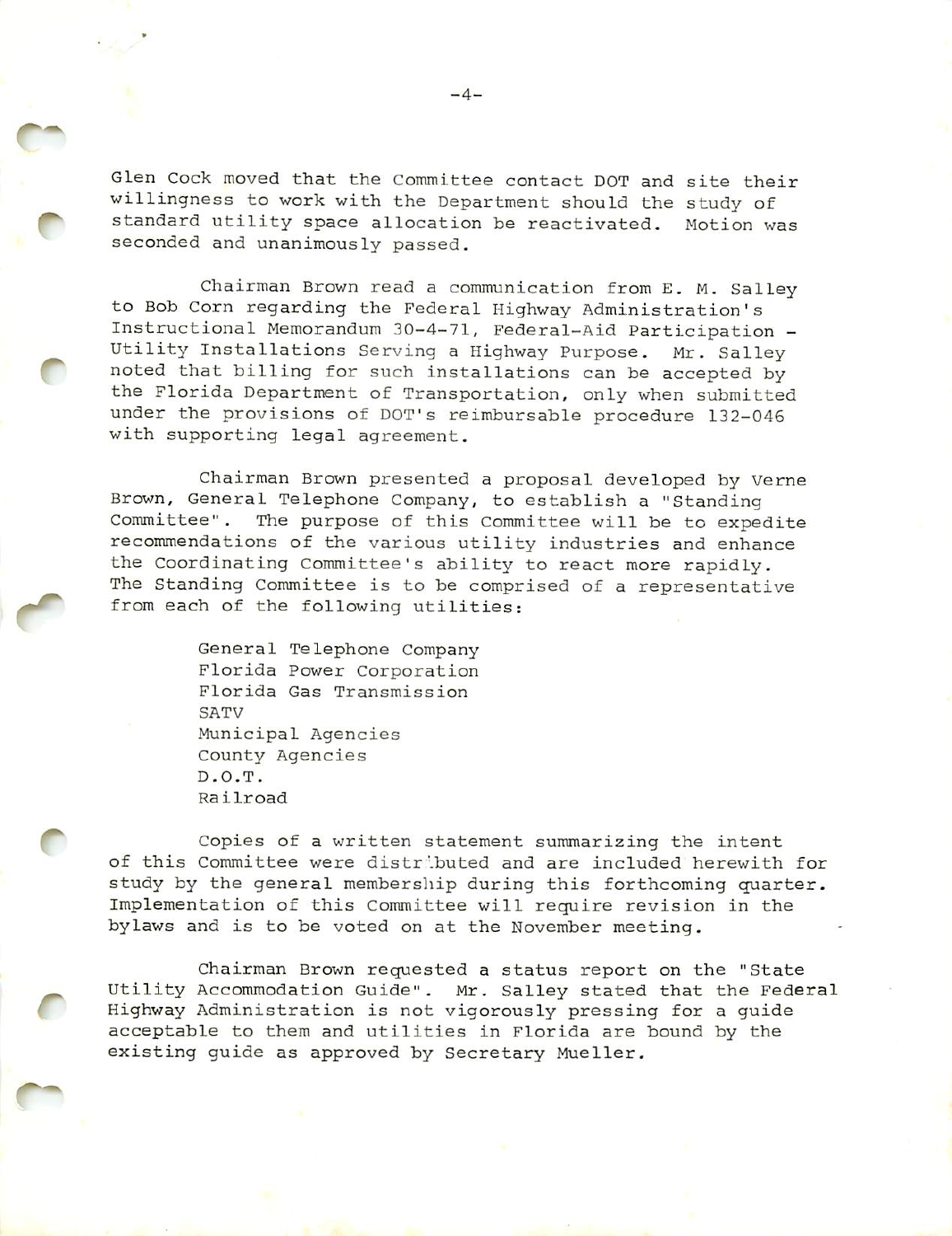Glen Cock moved that the Committee contact DOT and site their willingness to work with the Department should the study of standard utility space allocation be reactivated. Motion was seconded and unanimously passed.

Chairman Brown read a communication from E. M. Salley to Bob Corn regarding the Federal Highway Administration's Instructional Memorandum 30-4-71, Federal-Aid Participation - Utility Installations Serving a Highway Purpose. Mr. Salley noted that billing for such installations can be accepted by the Florida Department of Transportation, only when submitted under the provisions of DOT's reimbursable procedure 132-046 with supporting legal agreement.

Chairman Brown presented a proposal developed by Verne Brown, General Telephone Company, to establish a "Standing Committee". The purpose of this Committee will be to expedite recommendations of the various utility industries and enhance the Coordinating Committee's ability to react more rapidly. The Standing Committee is to be comprised of a representative from each of the following utilities:

General Telephone Company
Florida Power Corporation
Florida Gas Transmission
SATV
Municipal Agencies
County Agencies
D.O.T.
Railroad

Copies of a written statement summarizing the intent of this Committee were distributed and are included herewith for study by the general membership during this forthcoming quarter. Implementation of this Committee will require revision in the bylaws and is to be voted on at the November meeting.

Chairman Brown requested a status report on the "State Utility Accommodation Guide". Mr. Salley stated that the Federal Highway Administration is not vigorously pressing for a guide acceptable to them and utilities in Florida are bound by the existing guide as approved by Secretary Mueller.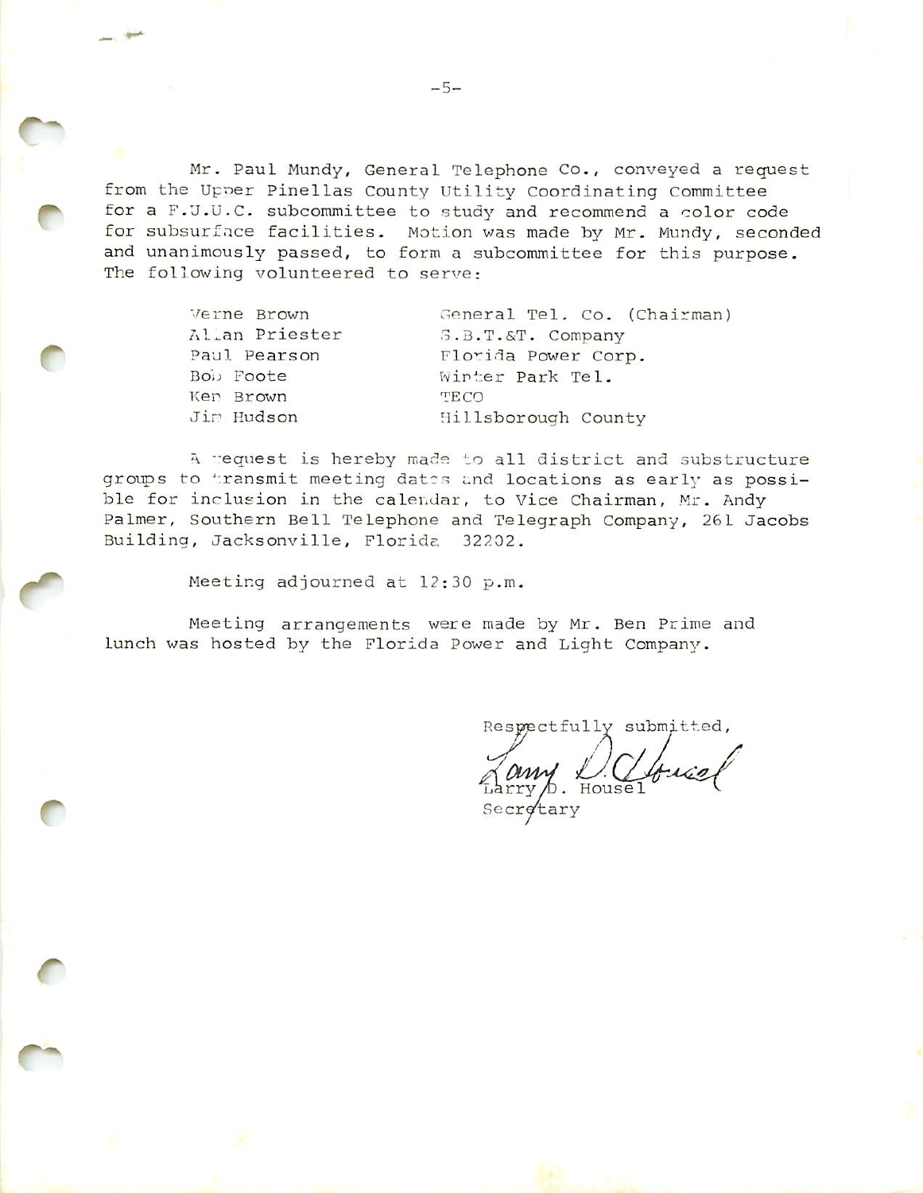Mr. Paul Mundy, General Telephone Co., conveyed a request from the Upper Pinellas County Utility Coordinating Committee for a F.U.U.C. subcommittee to study and recommend a color code for subsurface facilities. Motion was made by Mr. Mundy, seconded and unanimously passed, to form a subcommittee for this purpose. The following volunteered to serve:

| | |
|---|---|
| Verne Brown | General Tel. Co. (Chairman) |
| Allan Priester | S.B.T.&T. Company |
| Paul Pearson | Florida Power Corp. |
| Bob Foote | Winter Park Tel. |
| Ken Brown | TECO |
| Jim Hudson | Hillsborough County |

A request is hereby made to all district and substructure groups to transmit meeting dates and locations as early as possible for inclusion in the calendar, to Vice Chairman, Mr. Andy Palmer, Southern Bell Telephone and Telegraph Company, 261 Jacobs Building, Jacksonville, Florida 32202.

Meeting adjourned at 12:30 p.m.

Meeting arrangements were made by Mr. Ben Prime and lunch was hosted by the Florida Power and Light Company.

Respectfully submitted,

Larry D. Housel
Secretary